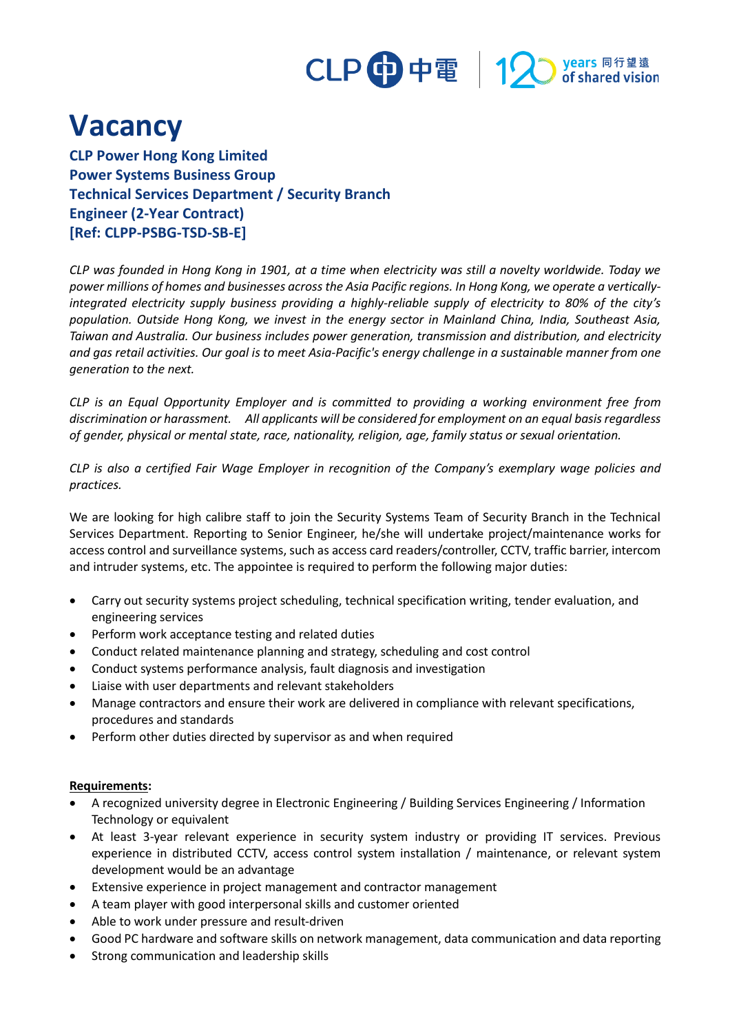# Vacancy

**CLP Power Hong Kong Limited**
**Power Systems Business Group**
**Technical Services Department / Security Branch**
**Engineer (2-Year Contract)**
**[Ref: CLPP-PSBG-TSD-SB-E]**

*CLP was founded in Hong Kong in 1901, at a time when electricity was still a novelty worldwide. Today we power millions of homes and businesses across the Asia Pacific regions. In Hong Kong, we operate a vertically-integrated electricity supply business providing a highly-reliable supply of electricity to 80% of the city's population. Outside Hong Kong, we invest in the energy sector in Mainland China, India, Southeast Asia, Taiwan and Australia. Our business includes power generation, transmission and distribution, and electricity and gas retail activities. Our goal is to meet Asia-Pacific's energy challenge in a sustainable manner from one generation to the next.*

*CLP is an Equal Opportunity Employer and is committed to providing a working environment free from discrimination or harassment. All applicants will be considered for employment on an equal basis regardless of gender, physical or mental state, race, nationality, religion, age, family status or sexual orientation.*

*CLP is also a certified Fair Wage Employer in recognition of the Company's exemplary wage policies and practices.*

We are looking for high calibre staff to join the Security Systems Team of Security Branch in the Technical Services Department. Reporting to Senior Engineer, he/she will undertake project/maintenance works for access control and surveillance systems, such as access card readers/controller, CCTV, traffic barrier, intercom and intruder systems, etc. The appointee is required to perform the following major duties:

- Carry out security systems project scheduling, technical specification writing, tender evaluation, and engineering services
- Perform work acceptance testing and related duties
- Conduct related maintenance planning and strategy, scheduling and cost control
- Conduct systems performance analysis, fault diagnosis and investigation
- Liaise with user departments and relevant stakeholders
- Manage contractors and ensure their work are delivered in compliance with relevant specifications, procedures and standards
- Perform other duties directed by supervisor as and when required

**Requirements:**

- A recognized university degree in Electronic Engineering / Building Services Engineering / Information Technology or equivalent
- At least 3-year relevant experience in security system industry or providing IT services. Previous experience in distributed CCTV, access control system installation / maintenance, or relevant system development would be an advantage
- Extensive experience in project management and contractor management
- A team player with good interpersonal skills and customer oriented
- Able to work under pressure and result-driven
- Good PC hardware and software skills on network management, data communication and data reporting
- Strong communication and leadership skills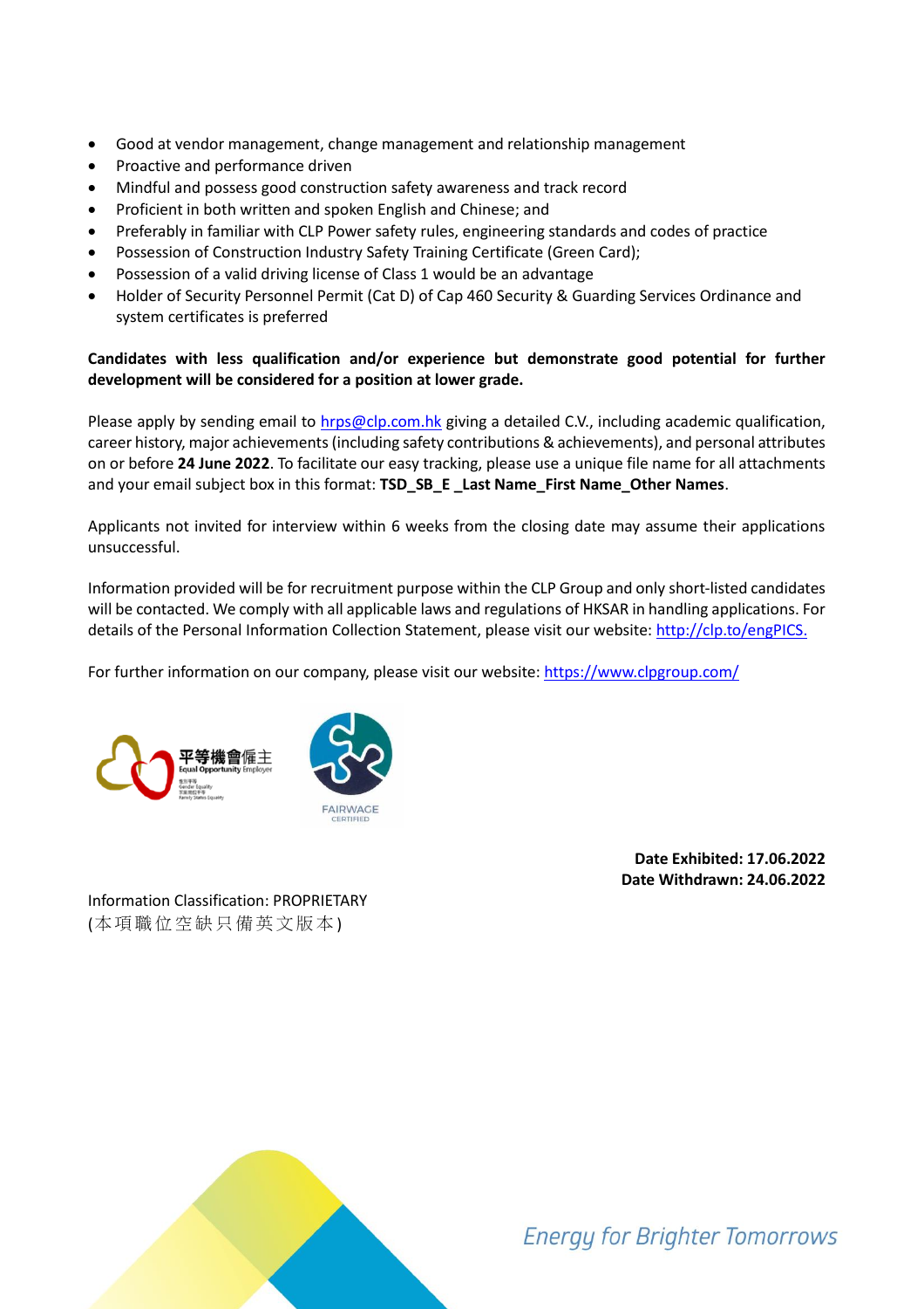- Good at vendor management, change management and relationship management
- Proactive and performance driven
- Mindful and possess good construction safety awareness and track record
- Proficient in both written and spoken English and Chinese; and
- Preferably in familiar with CLP Power safety rules, engineering standards and codes of practice
- Possession of Construction Industry Safety Training Certificate (Green Card);
- Possession of a valid driving license of Class 1 would be an advantage
- Holder of Security Personnel Permit (Cat D) of Cap 460 Security & Guarding Services Ordinance and system certificates is preferred

**Candidates with less qualification and/or experience but demonstrate good potential for further development will be considered for a position at lower grade.**

Please apply by sending email to hrps@clp.com.hk giving a detailed C.V., including academic qualification, career history, major achievements (including safety contributions & achievements), and personal attributes on or before **24 June 2022**. To facilitate our easy tracking, please use a unique file name for all attachments and your email subject box in this format: **TSD_SB_E _Last Name_First Name_Other Names**.

Applicants not invited for interview within 6 weeks from the closing date may assume their applications unsuccessful.

Information provided will be for recruitment purpose within the CLP Group and only short-listed candidates will be contacted. We comply with all applicable laws and regulations of HKSAR in handling applications. For details of the Personal Information Collection Statement, please visit our website: http://clp.to/engPICS.

For further information on our company, please visit our website: https://www.clpgroup.com/

平等機會僱主
Equal Opportunity Employer

FAIRWAGE
CERTIFIED

**Date Exhibited: 17.06.2022**
**Date Withdrawn: 24.06.2022**

Information Classification: PROPRIETARY
(本項職位空缺只備英文版本)

*Energy for Brighter Tomorrows*